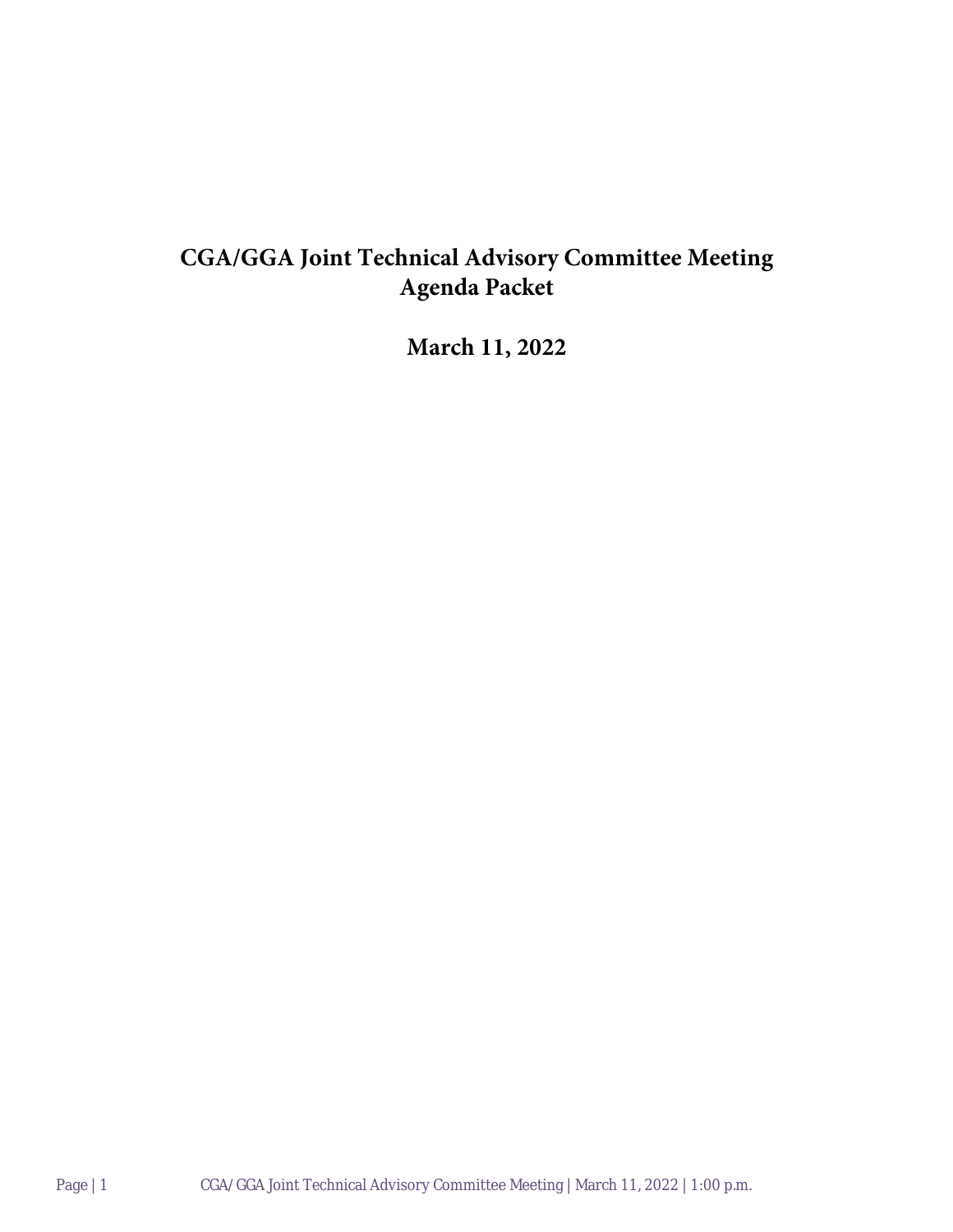# CGA/GGA Joint Technical Advisory Committee Meeting
# Agenda Packet

## March 11, 2022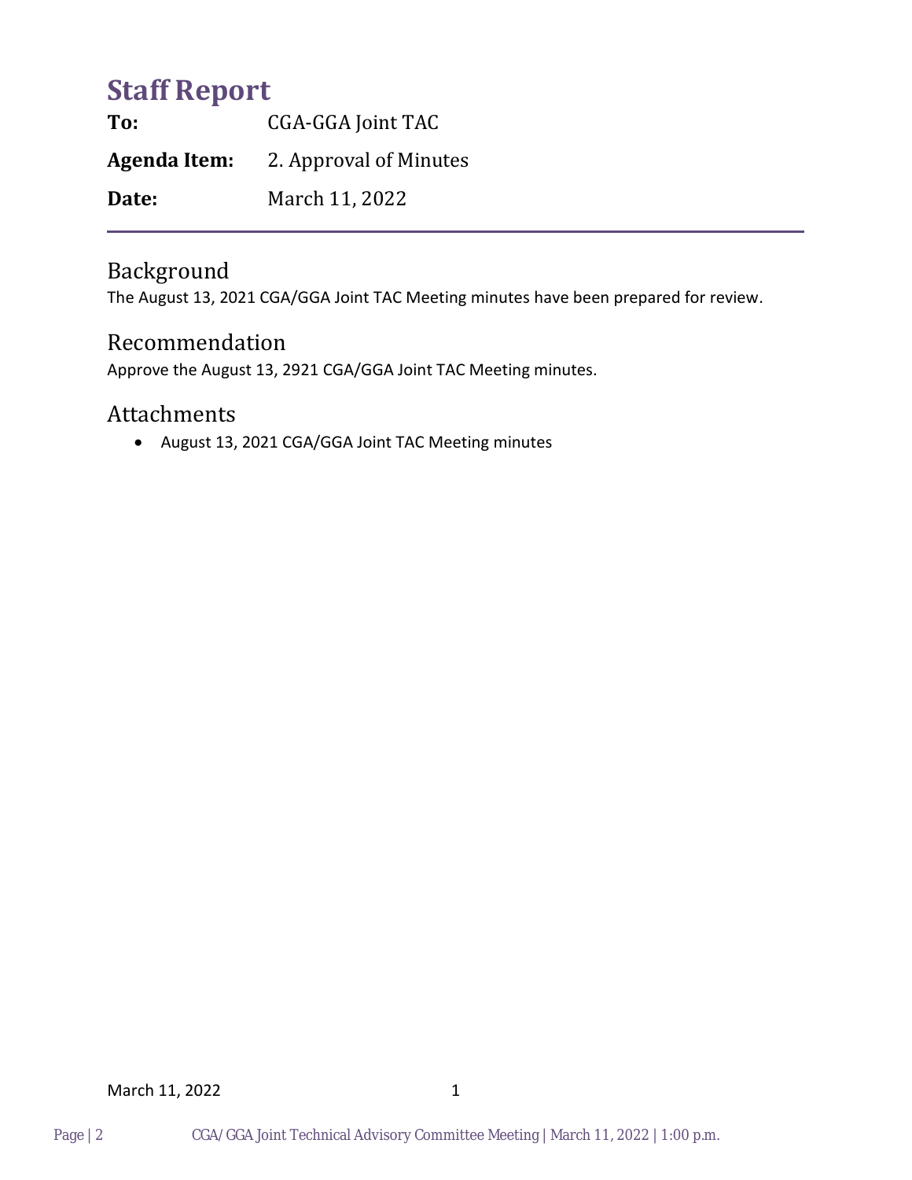# Staff Report

**To:** CGA-GGA Joint TAC

**Agenda Item:** 2. Approval of Minutes

**Date:** March 11, 2022

## Background

The August 13, 2021 CGA/GGA Joint TAC Meeting minutes have been prepared for review.

## Recommendation

Approve the August 13, 2921 CGA/GGA Joint TAC Meeting minutes.

## Attachments

- August 13, 2021 CGA/GGA Joint TAC Meeting minutes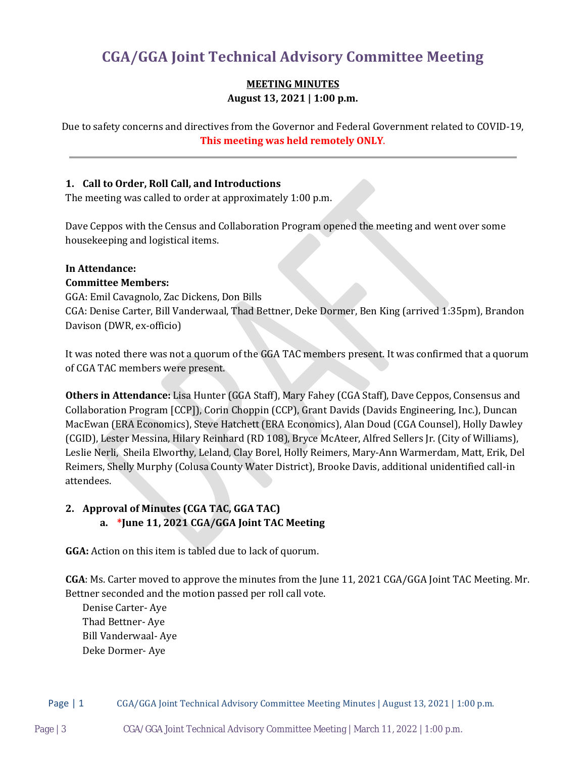# CGA/GGA Joint Technical Advisory Committee Meeting

**MEETING MINUTES**
**August 13, 2021 | 1:00 p.m.**

Due to safety concerns and directives from the Governor and Federal Government related to COVID-19, **This meeting was held remotely ONLY**.

---

### 1. Call to Order, Roll Call, and Introductions

The meeting was called to order at approximately 1:00 p.m.

Dave Ceppos with the Census and Collaboration Program opened the meeting and went over some housekeeping and logistical items.

**In Attendance:**
**Committee Members:**
GGA: Emil Cavagnolo, Zac Dickens, Don Bills
CGA: Denise Carter, Bill Vanderwaal, Thad Bettner, Deke Dormer, Ben King (arrived 1:35pm), Brandon Davison (DWR, ex-officio)

It was noted there was not a quorum of the GGA TAC members present. It was confirmed that a quorum of CGA TAC members were present.

**Others in Attendance:** Lisa Hunter (GGA Staff), Mary Fahey (CGA Staff), Dave Ceppos, Consensus and Collaboration Program [CCP]), Corin Choppin (CCP), Grant Davids (Davids Engineering, Inc.), Duncan MacEwan (ERA Economics), Steve Hatchett (ERA Economics), Alan Doud (CGA Counsel), Holly Dawley (CGID), Lester Messina, Hilary Reinhard (RD 108), Bryce McAteer, Alfred Sellers Jr. (City of Williams), Leslie Nerli, Sheila Elworthy, Leland, Clay Borel, Holly Reimers, Mary-Ann Warmerdam, Matt, Erik, Del Reimers, Shelly Murphy (Colusa County Water District), Brooke Davis, additional unidentified call-in attendees.

### 2. Approval of Minutes (CGA TAC, GGA TAC)

#### a. *June 11, 2021 CGA/GGA Joint TAC Meeting

**GGA:** Action on this item is tabled due to lack of quorum.

**CGA**: Ms. Carter moved to approve the minutes from the June 11, 2021 CGA/GGA Joint TAC Meeting. Mr. Bettner seconded and the motion passed per roll call vote.

Denise Carter- Aye
Thad Bettner- Aye
Bill Vanderwaal- Aye
Deke Dormer- Aye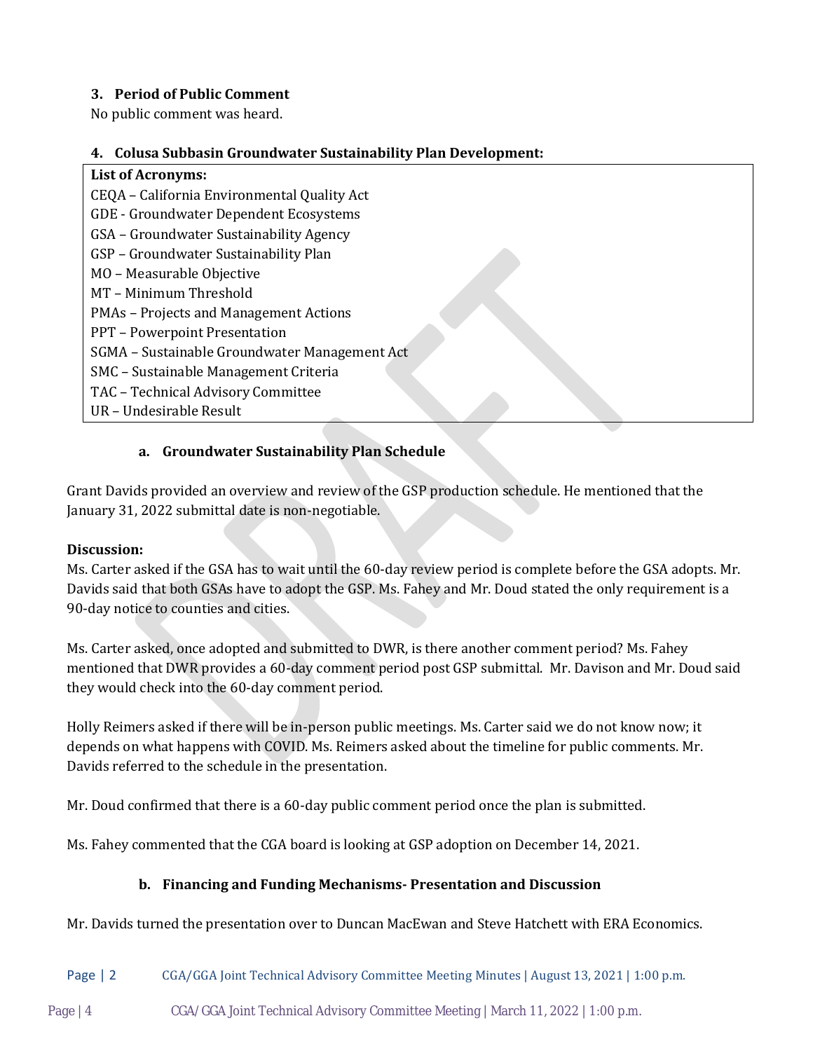### 3. Period of Public Comment

No public comment was heard.

### 4. Colusa Subbasin Groundwater Sustainability Plan Development:

**List of Acronyms:**

CEQA – California Environmental Quality Act
GDE - Groundwater Dependent Ecosystems
GSA – Groundwater Sustainability Agency
GSP – Groundwater Sustainability Plan
MO – Measurable Objective
MT – Minimum Threshold
PMAs – Projects and Management Actions
PPT – Powerpoint Presentation
SGMA – Sustainable Groundwater Management Act
SMC – Sustainable Management Criteria
TAC – Technical Advisory Committee
UR – Undesirable Result

#### a. Groundwater Sustainability Plan Schedule

Grant Davids provided an overview and review of the GSP production schedule. He mentioned that the January 31, 2022 submittal date is non-negotiable.

**Discussion:**

Ms. Carter asked if the GSA has to wait until the 60-day review period is complete before the GSA adopts. Mr. Davids said that both GSAs have to adopt the GSP. Ms. Fahey and Mr. Doud stated the only requirement is a 90-day notice to counties and cities.

Ms. Carter asked, once adopted and submitted to DWR, is there another comment period? Ms. Fahey mentioned that DWR provides a 60-day comment period post GSP submittal. Mr. Davison and Mr. Doud said they would check into the 60-day comment period.

Holly Reimers asked if there will be in-person public meetings. Ms. Carter said we do not know now; it depends on what happens with COVID. Ms. Reimers asked about the timeline for public comments. Mr. Davids referred to the schedule in the presentation.

Mr. Doud confirmed that there is a 60-day public comment period once the plan is submitted.

Ms. Fahey commented that the CGA board is looking at GSP adoption on December 14, 2021.

#### b. Financing and Funding Mechanisms- Presentation and Discussion

Mr. Davids turned the presentation over to Duncan MacEwan and Steve Hatchett with ERA Economics.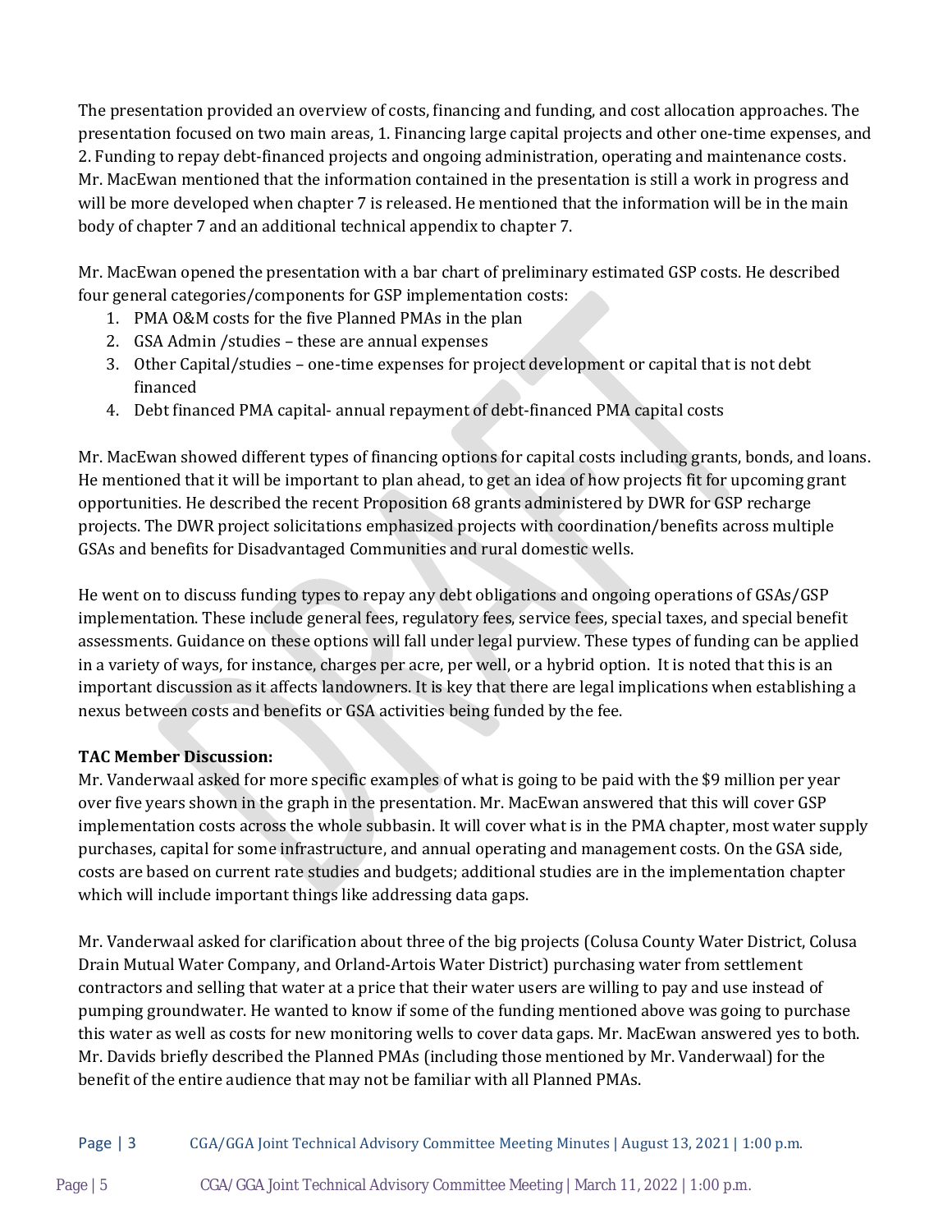The presentation provided an overview of costs, financing and funding, and cost allocation approaches. The presentation focused on two main areas, 1. Financing large capital projects and other one-time expenses, and 2. Funding to repay debt-financed projects and ongoing administration, operating and maintenance costs. Mr. MacEwan mentioned that the information contained in the presentation is still a work in progress and will be more developed when chapter 7 is released. He mentioned that the information will be in the main body of chapter 7 and an additional technical appendix to chapter 7.

Mr. MacEwan opened the presentation with a bar chart of preliminary estimated GSP costs. He described four general categories/components for GSP implementation costs:

1. PMA O&M costs for the five Planned PMAs in the plan
2. GSA Admin /studies – these are annual expenses
3. Other Capital/studies – one-time expenses for project development or capital that is not debt financed
4. Debt financed PMA capital- annual repayment of debt-financed PMA capital costs

Mr. MacEwan showed different types of financing options for capital costs including grants, bonds, and loans. He mentioned that it will be important to plan ahead, to get an idea of how projects fit for upcoming grant opportunities. He described the recent Proposition 68 grants administered by DWR for GSP recharge projects. The DWR project solicitations emphasized projects with coordination/benefits across multiple GSAs and benefits for Disadvantaged Communities and rural domestic wells.

He went on to discuss funding types to repay any debt obligations and ongoing operations of GSAs/GSP implementation. These include general fees, regulatory fees, service fees, special taxes, and special benefit assessments. Guidance on these options will fall under legal purview. These types of funding can be applied in a variety of ways, for instance, charges per acre, per well, or a hybrid option. It is noted that this is an important discussion as it affects landowners. It is key that there are legal implications when establishing a nexus between costs and benefits or GSA activities being funded by the fee.

**TAC Member Discussion:**

Mr. Vanderwaal asked for more specific examples of what is going to be paid with the $9 million per year over five years shown in the graph in the presentation. Mr. MacEwan answered that this will cover GSP implementation costs across the whole subbasin. It will cover what is in the PMA chapter, most water supply purchases, capital for some infrastructure, and annual operating and management costs. On the GSA side, costs are based on current rate studies and budgets; additional studies are in the implementation chapter which will include important things like addressing data gaps.

Mr. Vanderwaal asked for clarification about three of the big projects (Colusa County Water District, Colusa Drain Mutual Water Company, and Orland-Artois Water District) purchasing water from settlement contractors and selling that water at a price that their water users are willing to pay and use instead of pumping groundwater. He wanted to know if some of the funding mentioned above was going to purchase this water as well as costs for new monitoring wells to cover data gaps. Mr. MacEwan answered yes to both. Mr. Davids briefly described the Planned PMAs (including those mentioned by Mr. Vanderwaal) for the benefit of the entire audience that may not be familiar with all Planned PMAs.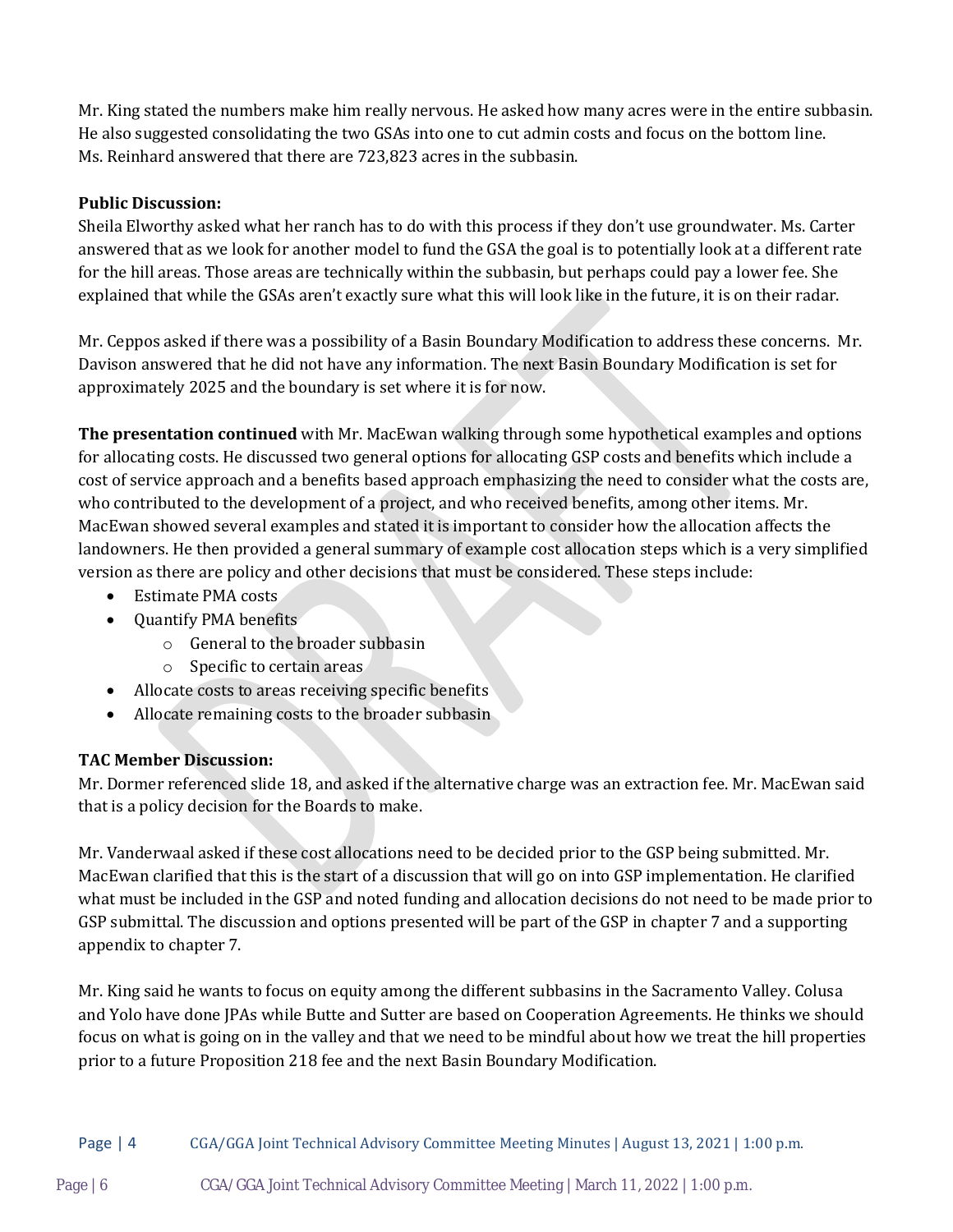Mr. King stated the numbers make him really nervous. He asked how many acres were in the entire subbasin. He also suggested consolidating the two GSAs into one to cut admin costs and focus on the bottom line. Ms. Reinhard answered that there are 723,823 acres in the subbasin.

**Public Discussion:**
Sheila Elworthy asked what her ranch has to do with this process if they don't use groundwater. Ms. Carter answered that as we look for another model to fund the GSA the goal is to potentially look at a different rate for the hill areas. Those areas are technically within the subbasin, but perhaps could pay a lower fee. She explained that while the GSAs aren't exactly sure what this will look like in the future, it is on their radar.

Mr. Ceppos asked if there was a possibility of a Basin Boundary Modification to address these concerns. Mr. Davison answered that he did not have any information. The next Basin Boundary Modification is set for approximately 2025 and the boundary is set where it is for now.

**The presentation continued** with Mr. MacEwan walking through some hypothetical examples and options for allocating costs. He discussed two general options for allocating GSP costs and benefits which include a cost of service approach and a benefits based approach emphasizing the need to consider what the costs are, who contributed to the development of a project, and who received benefits, among other items. Mr. MacEwan showed several examples and stated it is important to consider how the allocation affects the landowners. He then provided a general summary of example cost allocation steps which is a very simplified version as there are policy and other decisions that must be considered. These steps include:

- Estimate PMA costs
- Quantify PMA benefits
  - General to the broader subbasin
  - Specific to certain areas
- Allocate costs to areas receiving specific benefits
- Allocate remaining costs to the broader subbasin

**TAC Member Discussion:**
Mr. Dormer referenced slide 18, and asked if the alternative charge was an extraction fee. Mr. MacEwan said that is a policy decision for the Boards to make.

Mr. Vanderwaal asked if these cost allocations need to be decided prior to the GSP being submitted. Mr. MacEwan clarified that this is the start of a discussion that will go on into GSP implementation. He clarified what must be included in the GSP and noted funding and allocation decisions do not need to be made prior to GSP submittal. The discussion and options presented will be part of the GSP in chapter 7 and a supporting appendix to chapter 7.

Mr. King said he wants to focus on equity among the different subbasins in the Sacramento Valley. Colusa and Yolo have done JPAs while Butte and Sutter are based on Cooperation Agreements. He thinks we should focus on what is going on in the valley and that we need to be mindful about how we treat the hill properties prior to a future Proposition 218 fee and the next Basin Boundary Modification.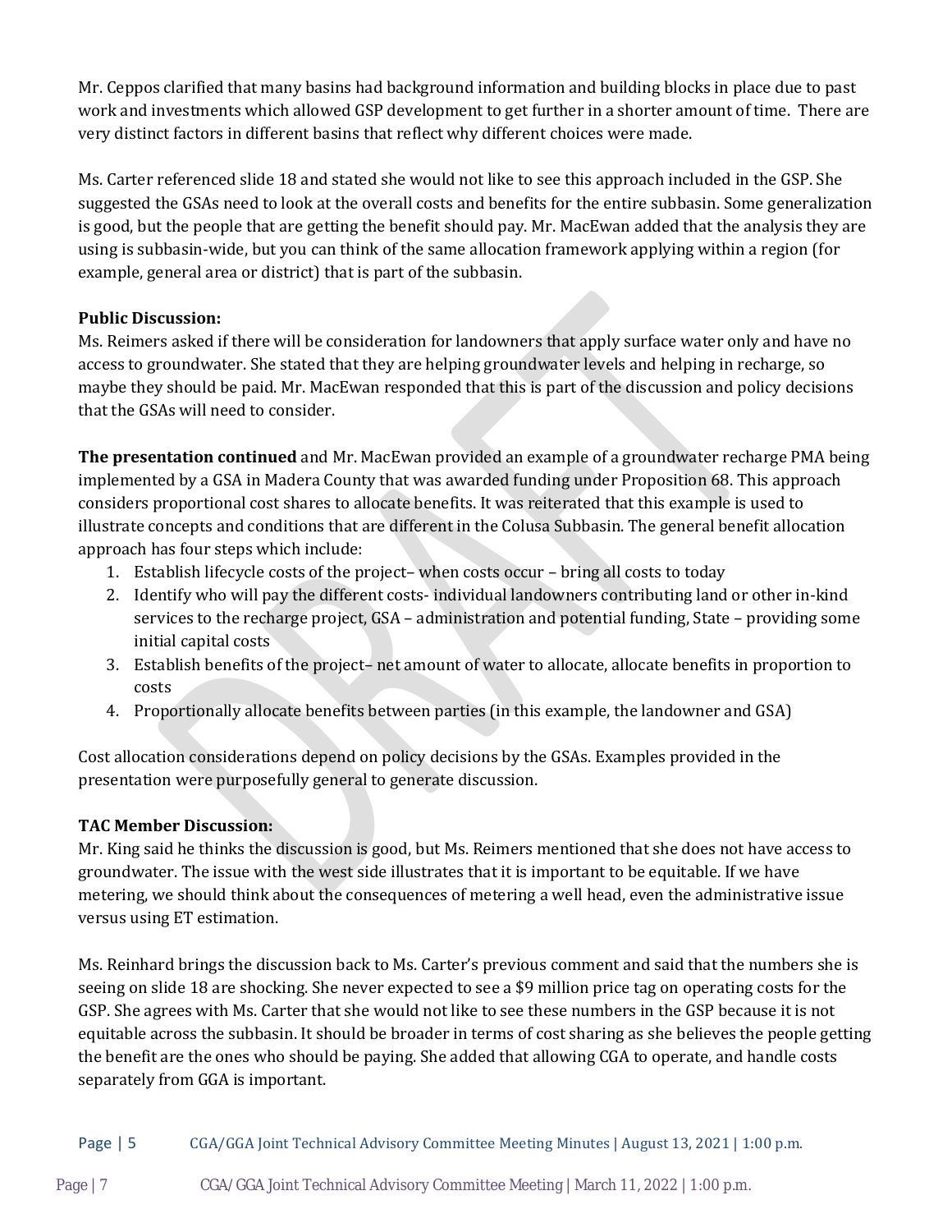Mr. Ceppos clarified that many basins had background information and building blocks in place due to past work and investments which allowed GSP development to get further in a shorter amount of time. There are very distinct factors in different basins that reflect why different choices were made.

Ms. Carter referenced slide 18 and stated she would not like to see this approach included in the GSP. She suggested the GSAs need to look at the overall costs and benefits for the entire subbasin. Some generalization is good, but the people that are getting the benefit should pay. Mr. MacEwan added that the analysis they are using is subbasin-wide, but you can think of the same allocation framework applying within a region (for example, general area or district) that is part of the subbasin.

**Public Discussion:**
Ms. Reimers asked if there will be consideration for landowners that apply surface water only and have no access to groundwater. She stated that they are helping groundwater levels and helping in recharge, so maybe they should be paid. Mr. MacEwan responded that this is part of the discussion and policy decisions that the GSAs will need to consider.

**The presentation continued** and Mr. MacEwan provided an example of a groundwater recharge PMA being implemented by a GSA in Madera County that was awarded funding under Proposition 68. This approach considers proportional cost shares to allocate benefits. It was reiterated that this example is used to illustrate concepts and conditions that are different in the Colusa Subbasin. The general benefit allocation approach has four steps which include:

1. Establish lifecycle costs of the project– when costs occur – bring all costs to today
2. Identify who will pay the different costs- individual landowners contributing land or other in-kind services to the recharge project, GSA – administration and potential funding, State – providing some initial capital costs
3. Establish benefits of the project– net amount of water to allocate, allocate benefits in proportion to costs
4. Proportionally allocate benefits between parties (in this example, the landowner and GSA)

Cost allocation considerations depend on policy decisions by the GSAs. Examples provided in the presentation were purposefully general to generate discussion.

**TAC Member Discussion:**
Mr. King said he thinks the discussion is good, but Ms. Reimers mentioned that she does not have access to groundwater. The issue with the west side illustrates that it is important to be equitable. If we have metering, we should think about the consequences of metering a well head, even the administrative issue versus using ET estimation.

Ms. Reinhard brings the discussion back to Ms. Carter's previous comment and said that the numbers she is seeing on slide 18 are shocking. She never expected to see a $9 million price tag on operating costs for the GSP. She agrees with Ms. Carter that she would not like to see these numbers in the GSP because it is not equitable across the subbasin. It should be broader in terms of cost sharing as she believes the people getting the benefit are the ones who should be paying. She added that allowing CGA to operate, and handle costs separately from GGA is important.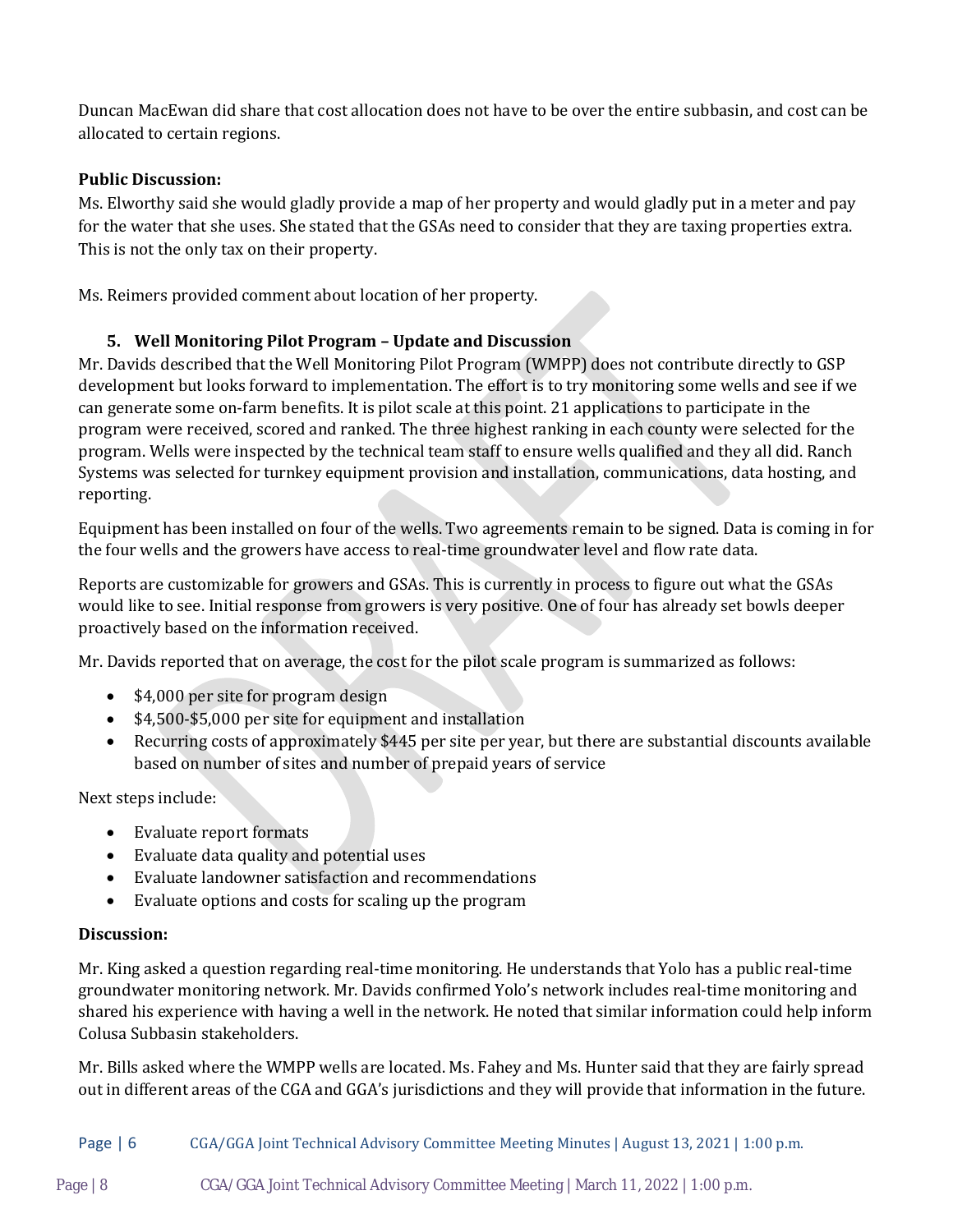Duncan MacEwan did share that cost allocation does not have to be over the entire subbasin, and cost can be allocated to certain regions.

**Public Discussion:**

Ms. Elworthy said she would gladly provide a map of her property and would gladly put in a meter and pay for the water that she uses. She stated that the GSAs need to consider that they are taxing properties extra. This is not the only tax on their property.

Ms. Reimers provided comment about location of her property.

**5. Well Monitoring Pilot Program – Update and Discussion**

Mr. Davids described that the Well Monitoring Pilot Program (WMPP) does not contribute directly to GSP development but looks forward to implementation. The effort is to try monitoring some wells and see if we can generate some on-farm benefits. It is pilot scale at this point. 21 applications to participate in the program were received, scored and ranked. The three highest ranking in each county were selected for the program. Wells were inspected by the technical team staff to ensure wells qualified and they all did. Ranch Systems was selected for turnkey equipment provision and installation, communications, data hosting, and reporting.

Equipment has been installed on four of the wells. Two agreements remain to be signed. Data is coming in for the four wells and the growers have access to real-time groundwater level and flow rate data.

Reports are customizable for growers and GSAs. This is currently in process to figure out what the GSAs would like to see. Initial response from growers is very positive. One of four has already set bowls deeper proactively based on the information received.

Mr. Davids reported that on average, the cost for the pilot scale program is summarized as follows:

- $4,000 per site for program design
- $4,500-$5,000 per site for equipment and installation
- Recurring costs of approximately $445 per site per year, but there are substantial discounts available based on number of sites and number of prepaid years of service

Next steps include:

- Evaluate report formats
- Evaluate data quality and potential uses
- Evaluate landowner satisfaction and recommendations
- Evaluate options and costs for scaling up the program

**Discussion:**

Mr. King asked a question regarding real-time monitoring. He understands that Yolo has a public real-time groundwater monitoring network. Mr. Davids confirmed Yolo's network includes real-time monitoring and shared his experience with having a well in the network. He noted that similar information could help inform Colusa Subbasin stakeholders.

Mr. Bills asked where the WMPP wells are located. Ms. Fahey and Ms. Hunter said that they are fairly spread out in different areas of the CGA and GGA's jurisdictions and they will provide that information in the future.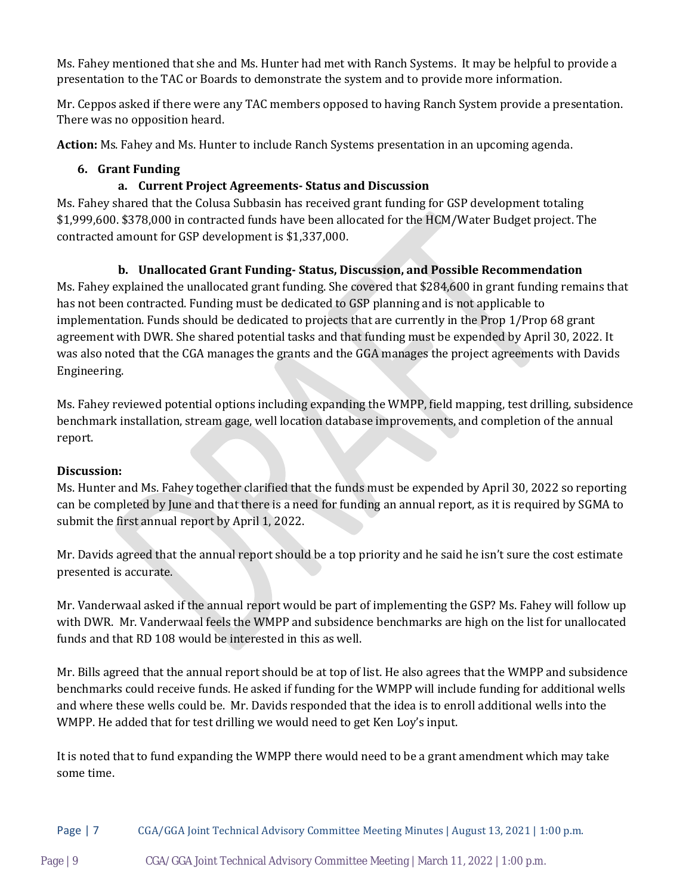Ms. Fahey mentioned that she and Ms. Hunter had met with Ranch Systems. It may be helpful to provide a presentation to the TAC or Boards to demonstrate the system and to provide more information.

Mr. Ceppos asked if there were any TAC members opposed to having Ranch System provide a presentation. There was no opposition heard.

**Action:** Ms. Fahey and Ms. Hunter to include Ranch Systems presentation in an upcoming agenda.

## 6. Grant Funding

### a. Current Project Agreements- Status and Discussion

Ms. Fahey shared that the Colusa Subbasin has received grant funding for GSP development totaling $1,999,600. $378,000 in contracted funds have been allocated for the HCM/Water Budget project. The contracted amount for GSP development is $1,337,000.

### b. Unallocated Grant Funding- Status, Discussion, and Possible Recommendation

Ms. Fahey explained the unallocated grant funding. She covered that $284,600 in grant funding remains that has not been contracted. Funding must be dedicated to GSP planning and is not applicable to implementation. Funds should be dedicated to projects that are currently in the Prop 1/Prop 68 grant agreement with DWR. She shared potential tasks and that funding must be expended by April 30, 2022. It was also noted that the CGA manages the grants and the GGA manages the project agreements with Davids Engineering.

Ms. Fahey reviewed potential options including expanding the WMPP, field mapping, test drilling, subsidence benchmark installation, stream gage, well location database improvements, and completion of the annual report.

**Discussion:**

Ms. Hunter and Ms. Fahey together clarified that the funds must be expended by April 30, 2022 so reporting can be completed by June and that there is a need for funding an annual report, as it is required by SGMA to submit the first annual report by April 1, 2022.

Mr. Davids agreed that the annual report should be a top priority and he said he isn't sure the cost estimate presented is accurate.

Mr. Vanderwaal asked if the annual report would be part of implementing the GSP? Ms. Fahey will follow up with DWR. Mr. Vanderwaal feels the WMPP and subsidence benchmarks are high on the list for unallocated funds and that RD 108 would be interested in this as well.

Mr. Bills agreed that the annual report should be at top of list. He also agrees that the WMPP and subsidence benchmarks could receive funds. He asked if funding for the WMPP will include funding for additional wells and where these wells could be. Mr. Davids responded that the idea is to enroll additional wells into the WMPP. He added that for test drilling we would need to get Ken Loy's input.

It is noted that to fund expanding the WMPP there would need to be a grant amendment which may take some time.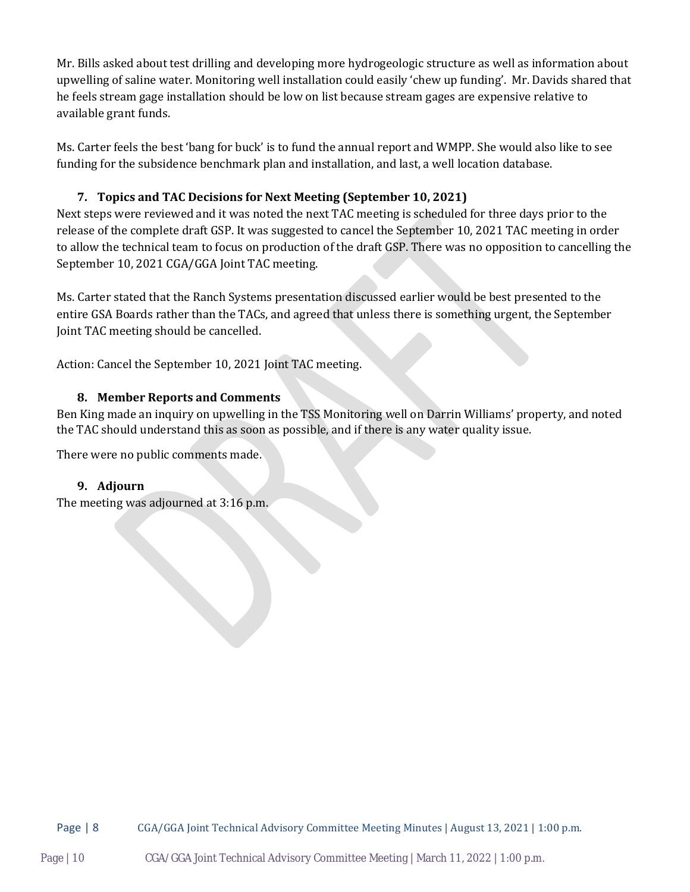Mr. Bills asked about test drilling and developing more hydrogeologic structure as well as information about upwelling of saline water. Monitoring well installation could easily 'chew up funding'. Mr. Davids shared that he feels stream gage installation should be low on list because stream gages are expensive relative to available grant funds.

Ms. Carter feels the best 'bang for buck' is to fund the annual report and WMPP. She would also like to see funding for the subsidence benchmark plan and installation, and last, a well location database.

### 7. Topics and TAC Decisions for Next Meeting (September 10, 2021)

Next steps were reviewed and it was noted the next TAC meeting is scheduled for three days prior to the release of the complete draft GSP. It was suggested to cancel the September 10, 2021 TAC meeting in order to allow the technical team to focus on production of the draft GSP. There was no opposition to cancelling the September 10, 2021 CGA/GGA Joint TAC meeting.

Ms. Carter stated that the Ranch Systems presentation discussed earlier would be best presented to the entire GSA Boards rather than the TACs, and agreed that unless there is something urgent, the September Joint TAC meeting should be cancelled.

Action: Cancel the September 10, 2021 Joint TAC meeting.

### 8. Member Reports and Comments

Ben King made an inquiry on upwelling in the TSS Monitoring well on Darrin Williams' property, and noted the TAC should understand this as soon as possible, and if there is any water quality issue.

There were no public comments made.

### 9. Adjourn

The meeting was adjourned at 3:16 p.m.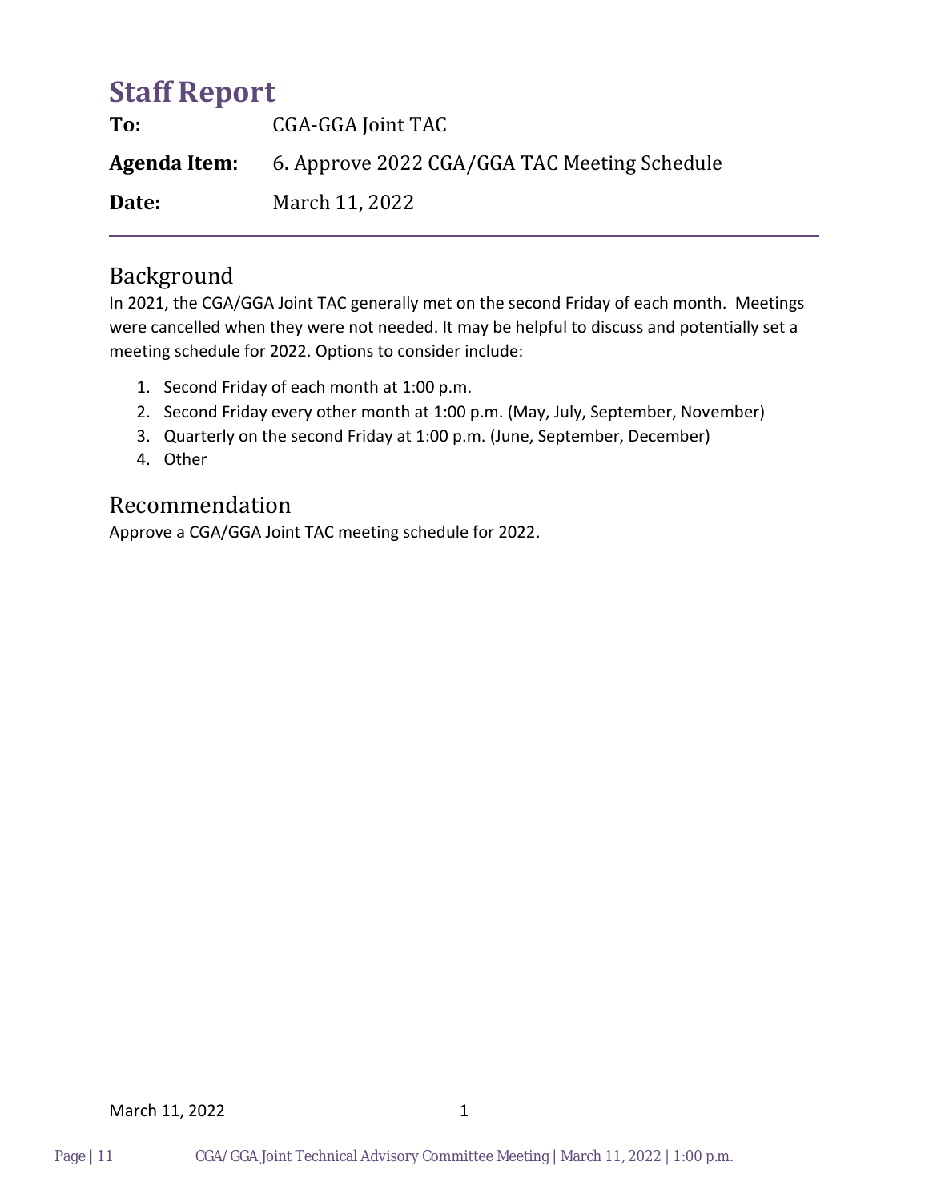# Staff Report

**To:** CGA-GGA Joint TAC

**Agenda Item:** 6. Approve 2022 CGA/GGA TAC Meeting Schedule

**Date:** March 11, 2022

---

## Background

In 2021, the CGA/GGA Joint TAC generally met on the second Friday of each month. Meetings were cancelled when they were not needed. It may be helpful to discuss and potentially set a meeting schedule for 2022. Options to consider include:

1. Second Friday of each month at 1:00 p.m.
2. Second Friday every other month at 1:00 p.m. (May, July, September, November)
3. Quarterly on the second Friday at 1:00 p.m. (June, September, December)
4. Other

## Recommendation

Approve a CGA/GGA Joint TAC meeting schedule for 2022.